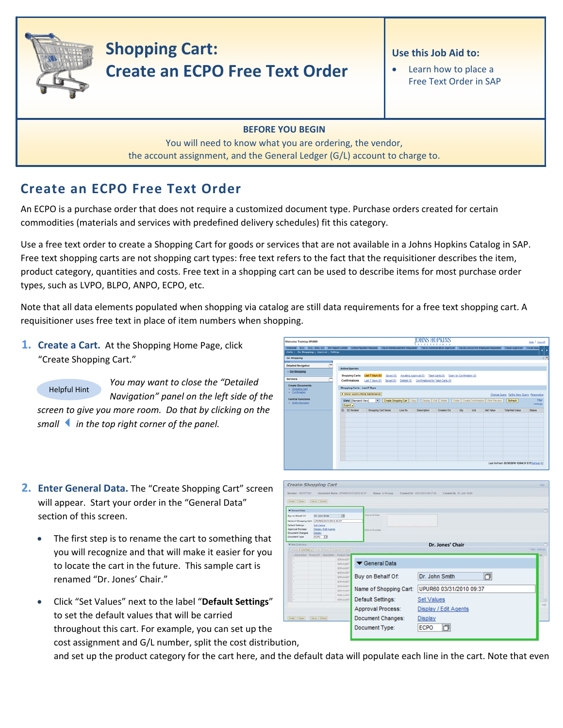# Shopping Cart: Create an ECPO Free Text Order

**Use this Job Aid to:**

- Learn how to place a Free Text Order in SAP

**BEFORE YOU BEGIN**

You will need to know what you are ordering, the vendor, the account assignment, and the General Ledger (G/L) account to charge to.

## Create an ECPO Free Text Order

An ECPO is a purchase order that does not require a customized document type. Purchase orders created for certain commodities (materials and services with predefined delivery schedules) fit this category.

Use a free text order to create a Shopping Cart for goods or services that are not available in a Johns Hopkins Catalog in SAP. Free text shopping carts are not shopping cart types: free text refers to the fact that the requisitioner describes the item, product category, quantities and costs. Free text in a shopping cart can be used to describe items for most purchase order types, such as LVPO, BLPO, ANPO, ECPO, etc.

Note that all data elements populated when shopping via catalog are still data requirements for a free text shopping cart. A requisitioner uses free text in place of item numbers when shopping.

1. **Create a Cart.** At the Shopping Home Page, click "Create Shopping Cart."

   Helpful Hint: *You may want to close the "Detailed Navigation" panel on the left side of the screen to give you more room. Do that by clicking on the small ◀ in the top right corner of the panel.*

2. **Enter General Data.** The "Create Shopping Cart" screen will appear. Start your order in the "General Data" section of this screen.

   - The first step is to rename the cart to something that you will recognize and that will make it easier for you to locate the cart in the future. This sample cart is renamed "Dr. Jones' Chair."
   - Click "Set Values" next to the label "**Default Settings**" to set the default values that will be carried throughout this cart. For example, you can set up the cost assignment and G/L number, split the cost distribution, and set up the product category for the cart here, and the default data will populate each line in the cart. Note that even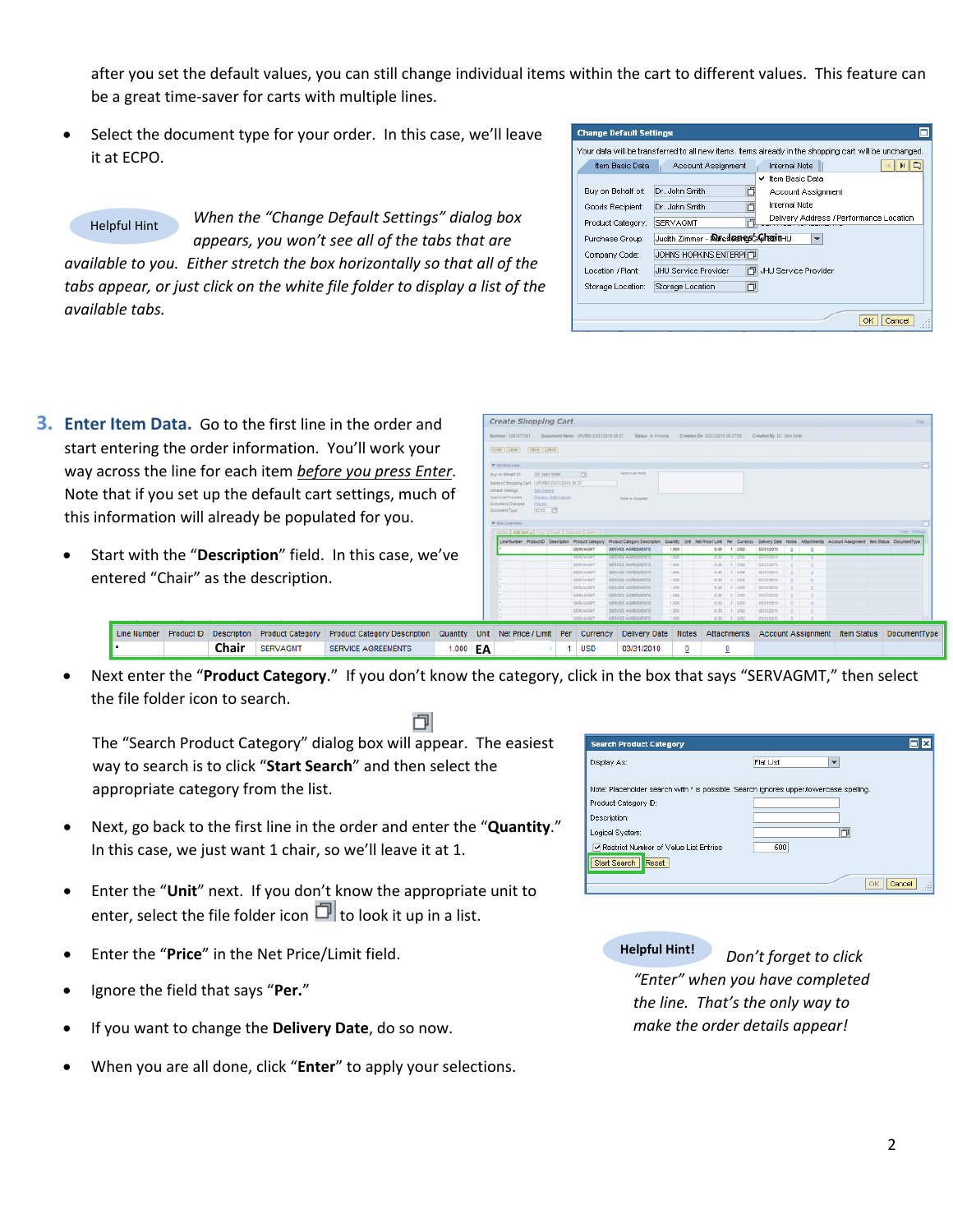after you set the default values, you can still change individual items within the cart to different values. This feature can be a great time-saver for carts with multiple lines.

- Select the document type for your order. In this case, we'll leave it at ECPO.

Helpful Hint *When the "Change Default Settings" dialog box appears, you won't see all of the tabs that are available to you. Either stretch the box horizontally so that all of the tabs appear, or just click on the white file folder to display a list of the available tabs.*

## 3. Enter Item Data.

Go to the first line in the order and start entering the order information. You'll work your way across the line for each item *before you press Enter*. Note that if you set up the default cart settings, much of this information will already be populated for you.

- Start with the "**Description**" field. In this case, we've entered "Chair" as the description.

| Line Number | Product ID | Description | Product Category | Product Category Description | Quantity | Unit | Net Price / Limit | Per | Currency | Delivery Date | Notes | Attachments | Account Assignment | Item Status | DocumentType |
|---|---|---|---|---|---|---|---|---|---|---|---|---|---|---|---|
| • | | Chair | SERVAGMT | SERVICE AGREEMENTS | 1.000 | EA | | 1 | USD | 03/31/2010 | 0 | 0 | | | |

- Next enter the "**Product Category**." If you don't know the category, click in the box that says "SERVAGMT," then select the file folder icon to search.

  The "Search Product Category" dialog box will appear. The easiest way to search is to click "**Start Search**" and then select the appropriate category from the list.

- Next, go back to the first line in the order and enter the "**Quantity**." In this case, we just want 1 chair, so we'll leave it at 1.

- Enter the "**Unit**" next. If you don't know the appropriate unit to enter, select the file folder icon to look it up in a list.

- Enter the "**Price**" in the Net Price/Limit field.

- Ignore the field that says "**Per.**"

- If you want to change the **Delivery Date**, do so now.

- When you are all done, click "**Enter**" to apply your selections.

**Helpful Hint!** *Don't forget to click "Enter" when you have completed the line. That's the only way to make the order details appear!*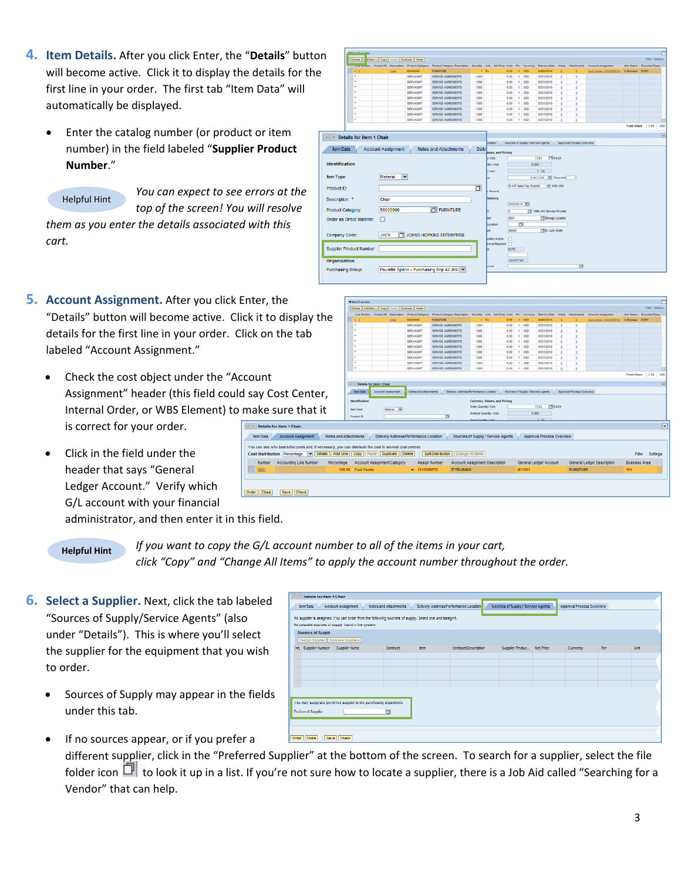## 4. Item Details.

After you click Enter, the "**Details**" button will become active. Click it to display the details for the first line in your order. The first tab "Item Data" will automatically be displayed.

- Enter the catalog number (or product or item number) in the field labeled "**Supplier Product Number**."

**Helpful Hint** *You can expect to see errors at the top of the screen! You will resolve them as you enter the details associated with this cart.*

## 5. Account Assignment.

After you click Enter, the "Details" button will become active. Click it to display the details for the first line in your order. Click on the tab labeled "Account Assignment."

- Check the cost object under the "Account Assignment" header (this field could say Cost Center, Internal Order, or WBS Element) to make sure that it is correct for your order.
- Click in the field under the header that says "General Ledger Account." Verify which G/L account with your financial administrator, and then enter it in this field.

**Helpful Hint** *If you want to copy the G/L account number to all of the items in your cart, click "Copy" and "Change All Items" to apply the account number throughout the order.*

## 6. Select a Supplier.

Next, click the tab labeled "Sources of Supply/Service Agents" (also under "Details"). This is where you'll select the supplier for the equipment that you wish to order.

- Sources of Supply may appear in the fields under this tab.
- If no sources appear, or if you prefer a different supplier, click in the "Preferred Supplier" at the bottom of the screen. To search for a supplier, select the file folder icon to look it up in a list. If you're not sure how to locate a supplier, there is a Job Aid called "Searching for a Vendor" that can help.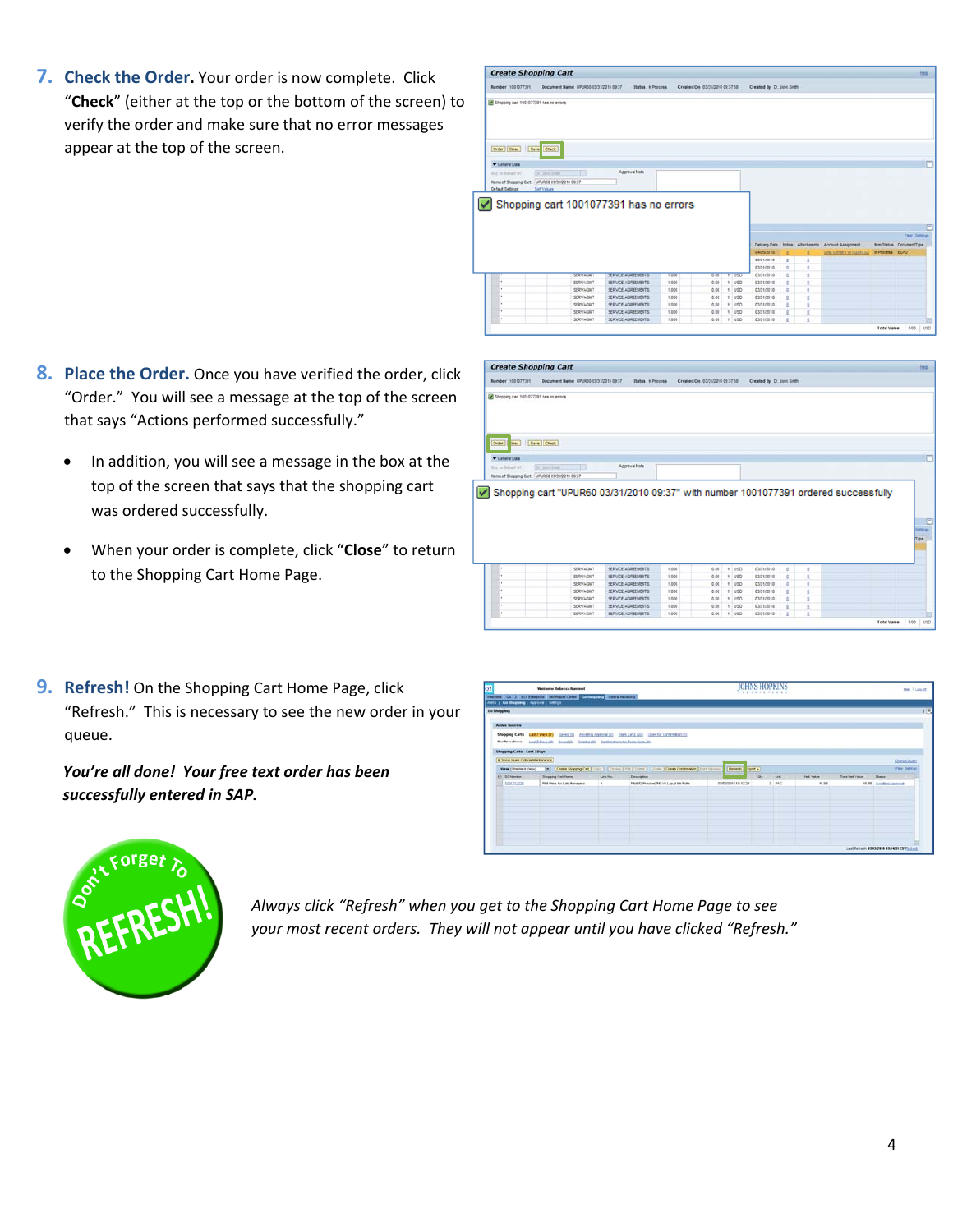7. **Check the Order.** Your order is now complete. Click "**Check**" (either at the top or the bottom of the screen) to verify the order and make sure that no error messages appear at the top of the screen.

Shopping cart 1001077391 has no errors

8. **Place the Order.** Once you have verified the order, click "Order." You will see a message at the top of the screen that says "Actions performed successfully."

   - In addition, you will see a message in the box at the top of the screen that says that the shopping cart was ordered successfully.
   - When your order is complete, click "**Close**" to return to the Shopping Cart Home Page.

Shopping cart "UPUR60 03/31/2010 09:37" with number 1001077391 ordered successfully

9. **Refresh!** On the Shopping Cart Home Page, click "Refresh." This is necessary to see the new order in your queue.

***You're all done! Your free text order has been successfully entered in SAP.***

Don't Forget To REFRESH!

*Always click "Refresh" when you get to the Shopping Cart Home Page to see your most recent orders. They will not appear until you have clicked "Refresh."*